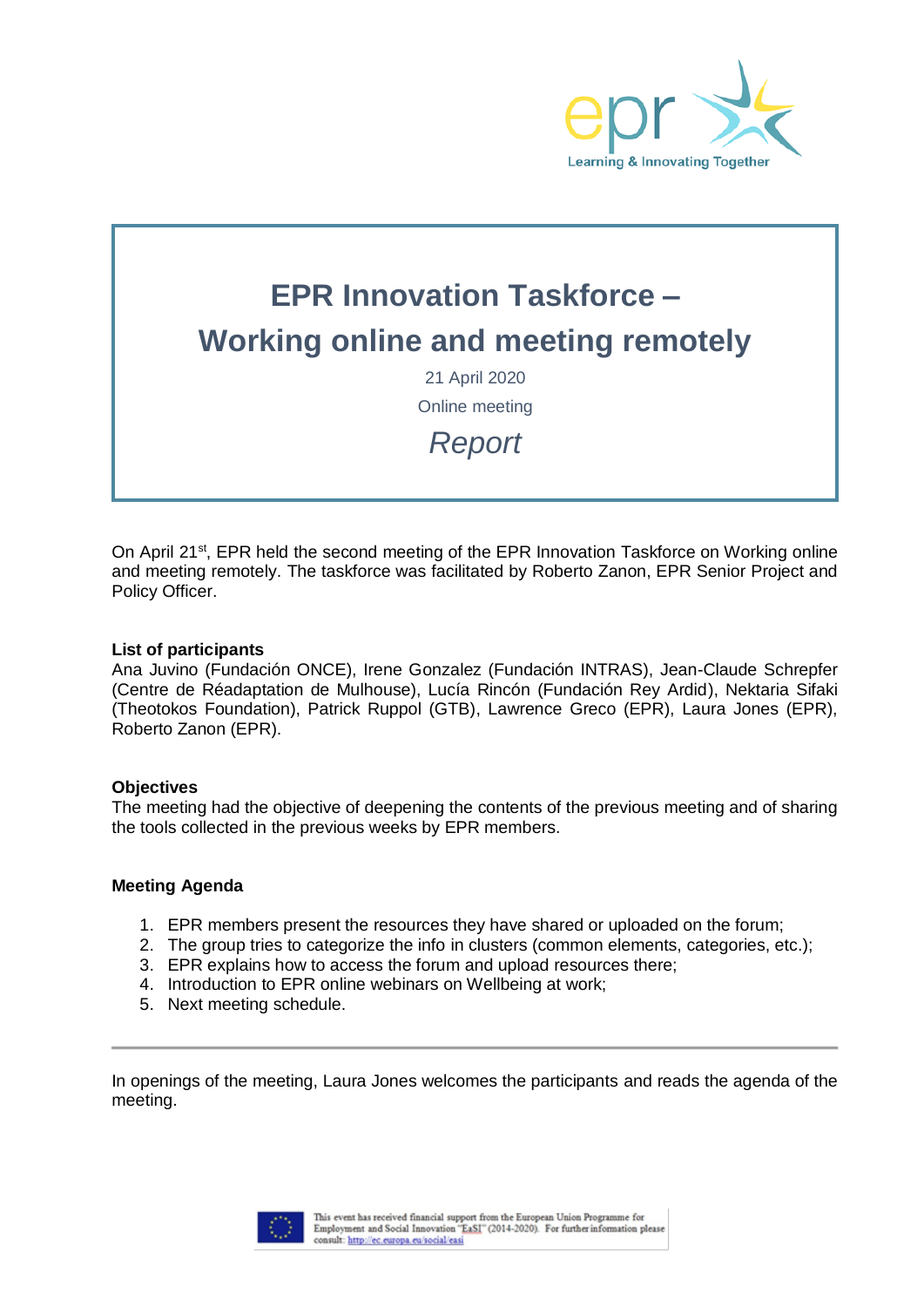# EPR Innovation Taskforce – Working online and meeting remotely

21 April 2020

Online meeting

*Report*

On April 21st, EPR held the second meeting of the EPR Innovation Taskforce on Working online and meeting remotely. The taskforce was facilitated by Roberto Zanon, EPR Senior Project and Policy Officer.

**List of participants**

Ana Juvino (Fundación ONCE), Irene Gonzalez (Fundación INTRAS), Jean-Claude Schrepfer (Centre de Réadaptation de Mulhouse), Lucía Rincón (Fundación Rey Ardid), Nektaria Sifaki (Theotokos Foundation), Patrick Ruppol (GTB), Lawrence Greco (EPR), Laura Jones (EPR), Roberto Zanon (EPR).

**Objectives**

The meeting had the objective of deepening the contents of the previous meeting and of sharing the tools collected in the previous weeks by EPR members.

**Meeting Agenda**

1. EPR members present the resources they have shared or uploaded on the forum;
2. The group tries to categorize the info in clusters (common elements, categories, etc.);
3. EPR explains how to access the forum and upload resources there;
4. Introduction to EPR online webinars on Wellbeing at work;
5. Next meeting schedule.

---

In openings of the meeting, Laura Jones welcomes the participants and reads the agenda of the meeting.

This event has received financial support from the European Union Programme for Employment and Social Innovation "EaSI" (2014-2020). For further information please consult: http://ec.europa.eu/social/easi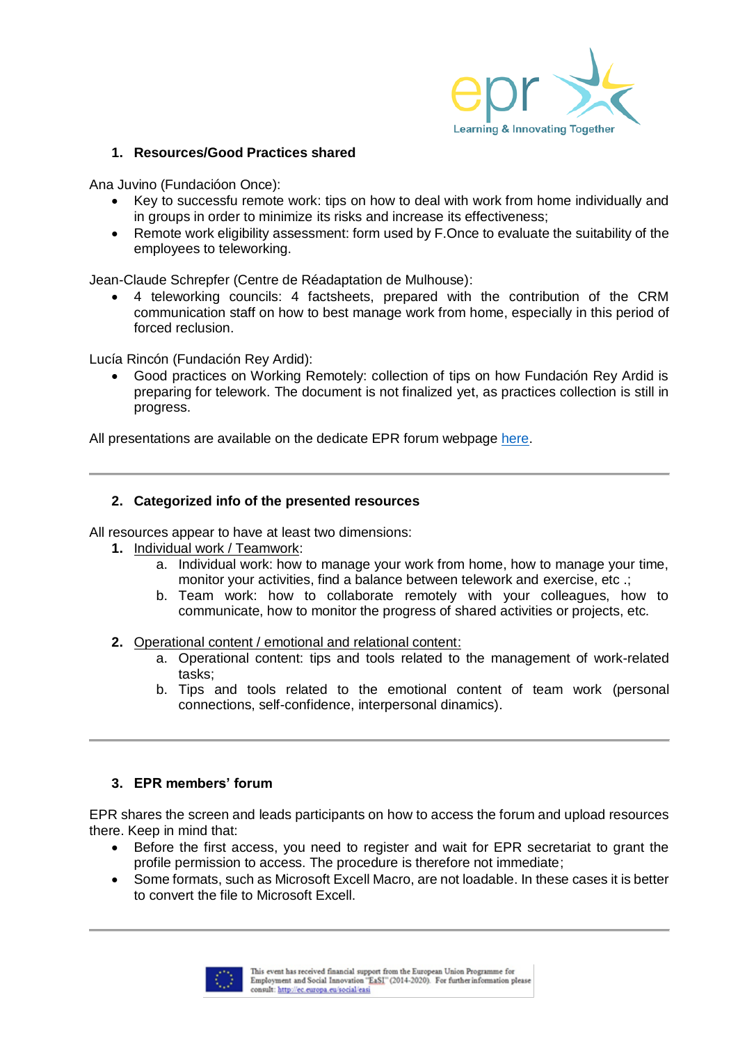## 1. Resources/Good Practices shared

Ana Juvino (Fundacióon Once):

- Key to successfu remote work: tips on how to deal with work from home individually and in groups in order to minimize its risks and increase its effectiveness;
- Remote work eligibility assessment: form used by F.Once to evaluate the suitability of the employees to teleworking.

Jean-Claude Schrepfer (Centre de Réadaptation de Mulhouse):

- 4 teleworking councils: 4 factsheets, prepared with the contribution of the CRM communication staff on how to best manage work from home, especially in this period of forced reclusion.

Lucía Rincón (Fundación Rey Ardid):

- Good practices on Working Remotely: collection of tips on how Fundación Rey Ardid is preparing for telework. The document is not finalized yet, as practices collection is still in progress.

All presentations are available on the dedicate EPR forum webpage here.

---

## 2. Categorized info of the presented resources

All resources appear to have at least two dimensions:

1. Individual work / Teamwork:
   a. Individual work: how to manage your work from home, how to manage your time, monitor your activities, find a balance between telework and exercise, etc .;
   b. Team work: how to collaborate remotely with your colleagues, how to communicate, how to monitor the progress of shared activities or projects, etc.

2. Operational content / emotional and relational content:
   a. Operational content: tips and tools related to the management of work-related tasks;
   b. Tips and tools related to the emotional content of team work (personal connections, self-confidence, interpersonal dinamics).

---

## 3. EPR members' forum

EPR shares the screen and leads participants on how to access the forum and upload resources there. Keep in mind that:

- Before the first access, you need to register and wait for EPR secretariat to grant the profile permission to access. The procedure is therefore not immediate;
- Some formats, such as Microsoft Excell Macro, are not loadable. In these cases it is better to convert the file to Microsoft Excell.

---

This event has received financial support from the European Union Programme for Employment and Social Innovation "EaSI" (2014-2020). For further information please consult: http://ec.europa.eu/social/easi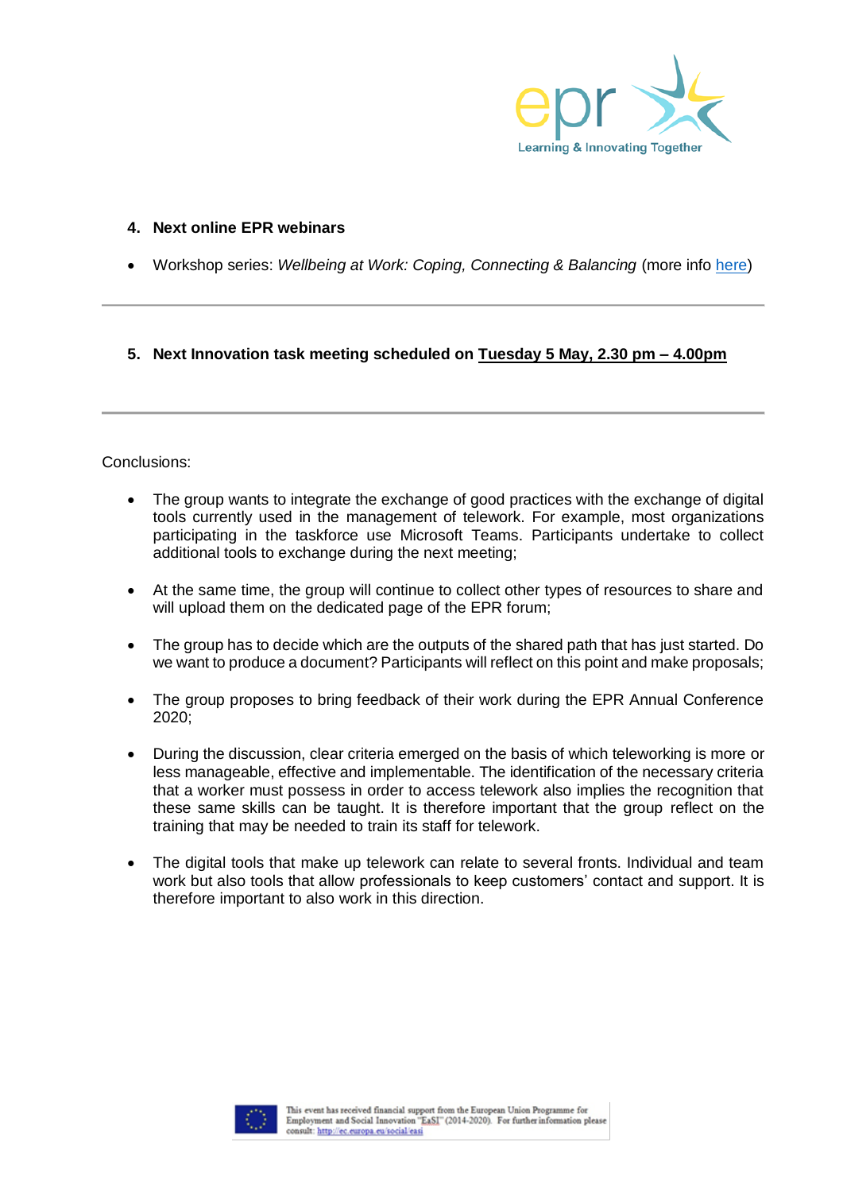4. **Next online EPR webinars**

- Workshop series: *Wellbeing at Work: Coping, Connecting & Balancing* (more info here)

---

5. **Next Innovation task meeting scheduled on Tuesday 5 May, 2.30 pm – 4.00pm**

---

Conclusions:

- The group wants to integrate the exchange of good practices with the exchange of digital tools currently used in the management of telework. For example, most organizations participating in the taskforce use Microsoft Teams. Participants undertake to collect additional tools to exchange during the next meeting;

- At the same time, the group will continue to collect other types of resources to share and will upload them on the dedicated page of the EPR forum;

- The group has to decide which are the outputs of the shared path that has just started. Do we want to produce a document? Participants will reflect on this point and make proposals;

- The group proposes to bring feedback of their work during the EPR Annual Conference 2020;

- During the discussion, clear criteria emerged on the basis of which teleworking is more or less manageable, effective and implementable. The identification of the necessary criteria that a worker must possess in order to access telework also implies the recognition that these same skills can be taught. It is therefore important that the group reflect on the training that may be needed to train its staff for telework.

- The digital tools that make up telework can relate to several fronts. Individual and team work but also tools that allow professionals to keep customers' contact and support. It is therefore important to also work in this direction.

This event has received financial support from the European Union Programme for Employment and Social Innovation "EaSI" (2014-2020). For further information please consult: http://ec.europa.eu/social/easi